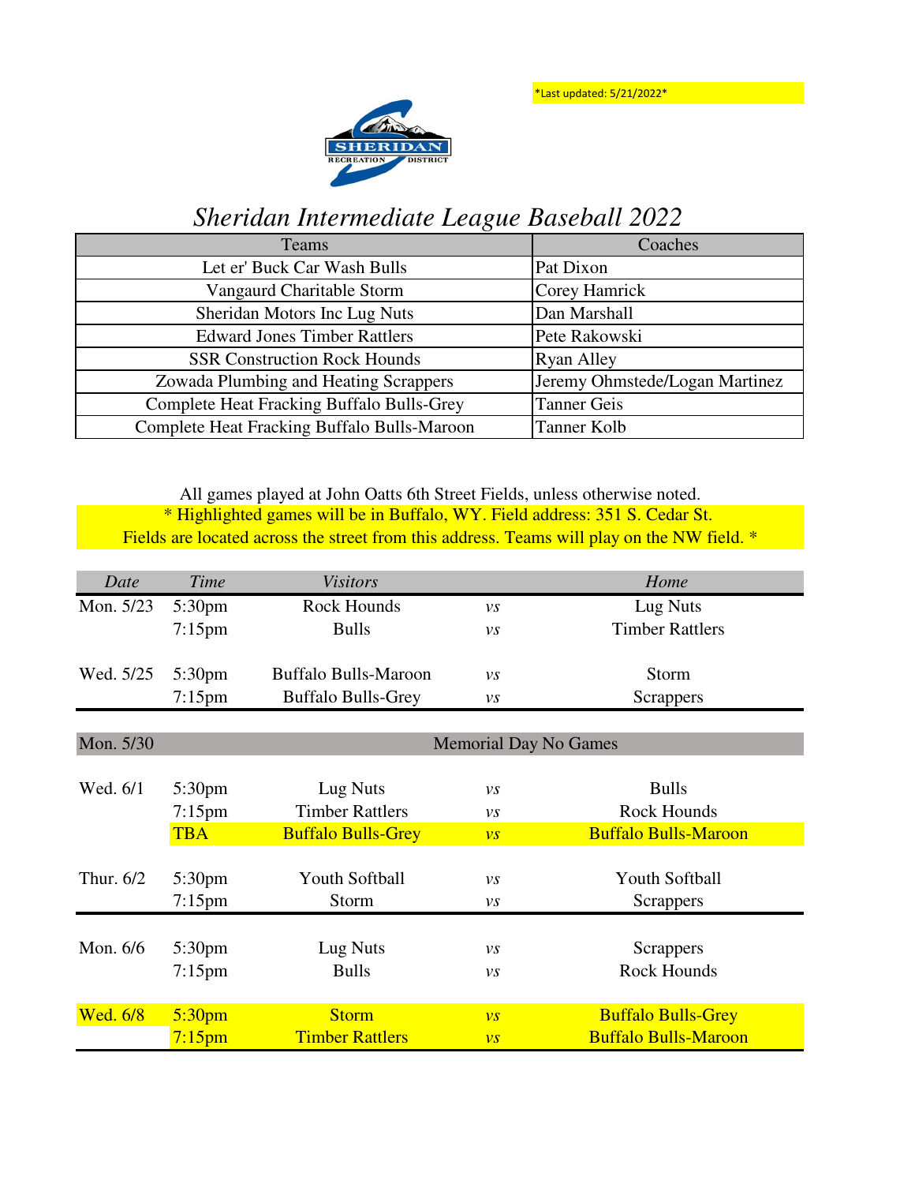*Last updated: 5/21/2022*

SHERIDAN RECREATION DISTRICT

# *Sheridan Intermediate League Baseball 2022*

| Teams | Coaches |
|---|---|
| Let er' Buck Car Wash Bulls | Pat Dixon |
| Vangaurd Charitable Storm | Corey Hamrick |
| Sheridan Motors Inc Lug Nuts | Dan Marshall |
| Edward Jones Timber Rattlers | Pete Rakowski |
| SSR Construction Rock Hounds | Ryan Alley |
| Zowada Plumbing and Heating Scrappers | Jeremy Ohmstede/Logan Martinez |
| Complete Heat Fracking Buffalo Bulls-Grey | Tanner Geis |
| Complete Heat Fracking Buffalo Bulls-Maroon | Tanner Kolb |

All games played at John Oatts 6th Street Fields, unless otherwise noted.

* Highlighted games will be in Buffalo, WY. Field address: 351 S. Cedar St. Fields are located across the street from this address. Teams will play on the NW field. *

| *Date* | *Time* | *Visitors* | | *Home* |
|---|---|---|---|---|
| Mon. 5/23 | 5:30pm | Rock Hounds | *vs* | Lug Nuts |
| | 7:15pm | Bulls | *vs* | Timber Rattlers |
| Wed. 5/25 | 5:30pm | Buffalo Bulls-Maroon | *vs* | Storm |
| | 7:15pm | Buffalo Bulls-Grey | *vs* | Scrappers |
| Mon. 5/30 | | Memorial Day No Games | | |
| Wed. 6/1 | 5:30pm | Lug Nuts | *vs* | Bulls |
| | 7:15pm | Timber Rattlers | *vs* | Rock Hounds |
| | TBA * | Buffalo Bulls-Grey | *vs* | Buffalo Bulls-Maroon |
| Thur. 6/2 | 5:30pm | Youth Softball | *vs* | Youth Softball |
| | 7:15pm | Storm | *vs* | Scrappers |
| Mon. 6/6 | 5:30pm | Lug Nuts | *vs* | Scrappers |
| | 7:15pm | Bulls | *vs* | Rock Hounds |
| Wed. 6/8 * | 5:30pm | Storm | *vs* | Buffalo Bulls-Grey |
| | 7:15pm * | Timber Rattlers | *vs* | Buffalo Bulls-Maroon |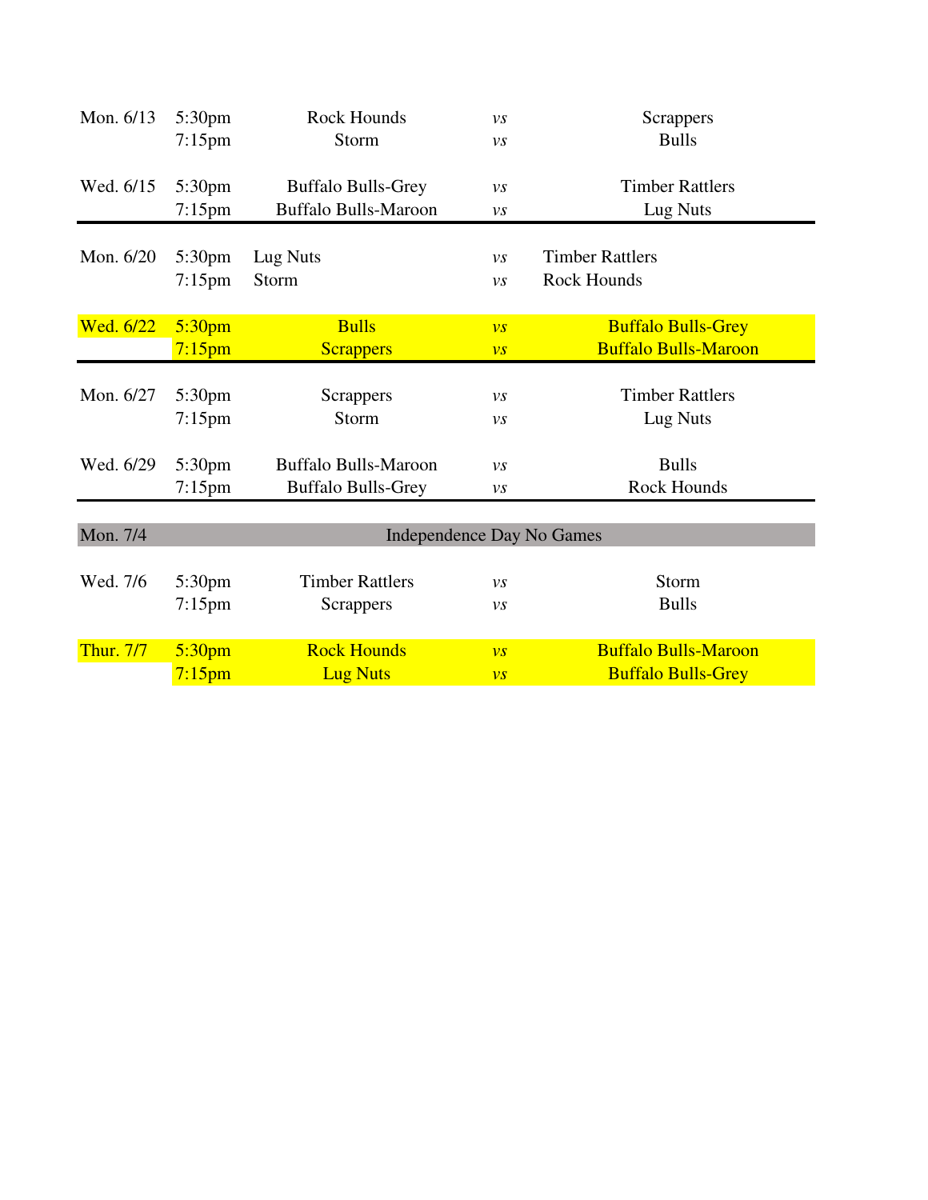| | | | | |
|---|---|---|---|---|
| Mon. 6/13 | 5:30pm | Rock Hounds | *vs* | Scrappers |
| | 7:15pm | Storm | *vs* | Bulls |
| Wed. 6/15 | 5:30pm | Buffalo Bulls-Grey | *vs* | Timber Rattlers |
| | 7:15pm | Buffalo Bulls-Maroon | *vs* | Lug Nuts |
| Mon. 6/20 | 5:30pm | Lug Nuts | *vs* | Timber Rattlers |
| | 7:15pm | Storm | *vs* | Rock Hounds |
| Wed. 6/22 | 5:30pm | Bulls | *vs* | Buffalo Bulls-Grey |
| | 7:15pm | Scrappers | *vs* | Buffalo Bulls-Maroon |
| Mon. 6/27 | 5:30pm | Scrappers | *vs* | Timber Rattlers |
| | 7:15pm | Storm | *vs* | Lug Nuts |
| Wed. 6/29 | 5:30pm | Buffalo Bulls-Maroon | *vs* | Bulls |
| | 7:15pm | Buffalo Bulls-Grey | *vs* | Rock Hounds |
| Mon. 7/4 | | Independence Day No Games | | |
| Wed. 7/6 | 5:30pm | Timber Rattlers | *vs* | Storm |
| | 7:15pm | Scrappers | *vs* | Bulls |
| Thur. 7/7 | 5:30pm | Rock Hounds | *vs* | Buffalo Bulls-Maroon |
| | 7:15pm | Lug Nuts | *vs* | Buffalo Bulls-Grey |